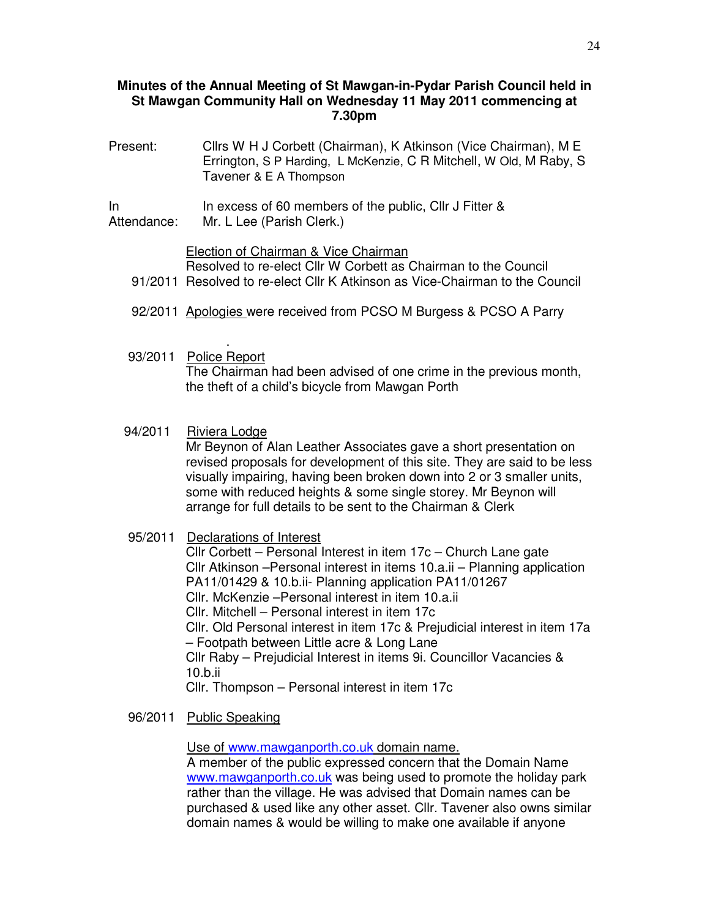**Minutes of the Annual Meeting of St Mawgan-in-Pydar Parish Council held in St Mawgan Community Hall on Wednesday 11 May 2011 commencing at 7.30pm**

Present: Cllrs W H J Corbett (Chairman), K Atkinson (Vice Chairman), M E Errington, S P Harding, L McKenzie, C R Mitchell, W Old, M Raby, S Tavener & E A Thompson

In Attendance: In excess of 60 members of the public, Cllr J Fitter & Mr. L Lee (Parish Clerk.)

91/2011 Election of Chairman & Vice Chairman
Resolved to re-elect Cllr W Corbett as Chairman to the Council
Resolved to re-elect Cllr K Atkinson as Vice-Chairman to the Council

92/2011 Apologies were received from PCSO M Burgess & PCSO A Parry

93/2011 Police Report
The Chairman had been advised of one crime in the previous month, the theft of a child's bicycle from Mawgan Porth

94/2011 Riviera Lodge
Mr Beynon of Alan Leather Associates gave a short presentation on revised proposals for development of this site. They are said to be less visually impairing, having been broken down into 2 or 3 smaller units, some with reduced heights & some single storey. Mr Beynon will arrange for full details to be sent to the Chairman & Clerk

95/2011 Declarations of Interest
Cllr Corbett – Personal Interest in item 17c – Church Lane gate
Cllr Atkinson –Personal interest in items 10.a.ii – Planning application PA11/01429 & 10.b.ii- Planning application PA11/01267
Cllr. McKenzie –Personal interest in item 10.a.ii
Cllr. Mitchell – Personal interest in item 17c
Cllr. Old Personal interest in item 17c & Prejudicial interest in item 17a – Footpath between Little acre & Long Lane
Cllr Raby – Prejudicial Interest in items 9i. Councillor Vacancies & 10.b.ii
Cllr. Thompson – Personal interest in item 17c

96/2011 Public Speaking

Use of www.mawganporth.co.uk domain name.
A member of the public expressed concern that the Domain Name www.mawganporth.co.uk was being used to promote the holiday park rather than the village. He was advised that Domain names can be purchased & used like any other asset. Cllr. Tavener also owns similar domain names & would be willing to make one available if anyone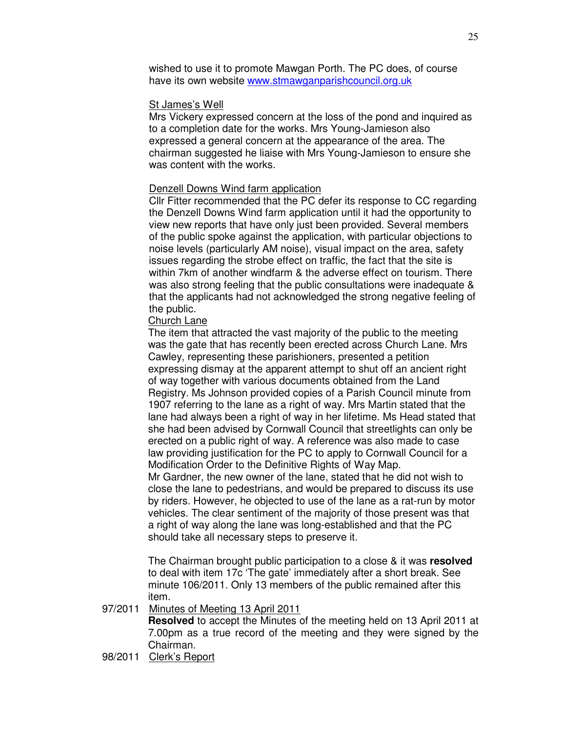wished to use it to promote Mawgan Porth. The PC does, of course have its own website www.stmawganparishcouncil.org.uk

St James's Well

Mrs Vickery expressed concern at the loss of the pond and inquired as to a completion date for the works. Mrs Young-Jamieson also expressed a general concern at the appearance of the area. The chairman suggested he liaise with Mrs Young-Jamieson to ensure she was content with the works.

Denzell Downs Wind farm application

Cllr Fitter recommended that the PC defer its response to CC regarding the Denzell Downs Wind farm application until it had the opportunity to view new reports that have only just been provided. Several members of the public spoke against the application, with particular objections to noise levels (particularly AM noise), visual impact on the area, safety issues regarding the strobe effect on traffic, the fact that the site is within 7km of another windfarm & the adverse effect on tourism. There was also strong feeling that the public consultations were inadequate & that the applicants had not acknowledged the strong negative feeling of the public.

Church Lane

The item that attracted the vast majority of the public to the meeting was the gate that has recently been erected across Church Lane. Mrs Cawley, representing these parishioners, presented a petition expressing dismay at the apparent attempt to shut off an ancient right of way together with various documents obtained from the Land Registry. Ms Johnson provided copies of a Parish Council minute from 1907 referring to the lane as a right of way. Mrs Martin stated that the lane had always been a right of way in her lifetime. Ms Head stated that she had been advised by Cornwall Council that streetlights can only be erected on a public right of way. A reference was also made to case law providing justification for the PC to apply to Cornwall Council for a Modification Order to the Definitive Rights of Way Map.

Mr Gardner, the new owner of the lane, stated that he did not wish to close the lane to pedestrians, and would be prepared to discuss its use by riders. However, he objected to use of the lane as a rat-run by motor vehicles. The clear sentiment of the majority of those present was that a right of way along the lane was long-established and that the PC should take all necessary steps to preserve it.

The Chairman brought public participation to a close & it was **resolved** to deal with item 17c 'The gate' immediately after a short break. See minute 106/2011. Only 13 members of the public remained after this item.

97/2011 Minutes of Meeting 13 April 2011

**Resolved** to accept the Minutes of the meeting held on 13 April 2011 at 7.00pm as a true record of the meeting and they were signed by the Chairman.

98/2011 Clerk's Report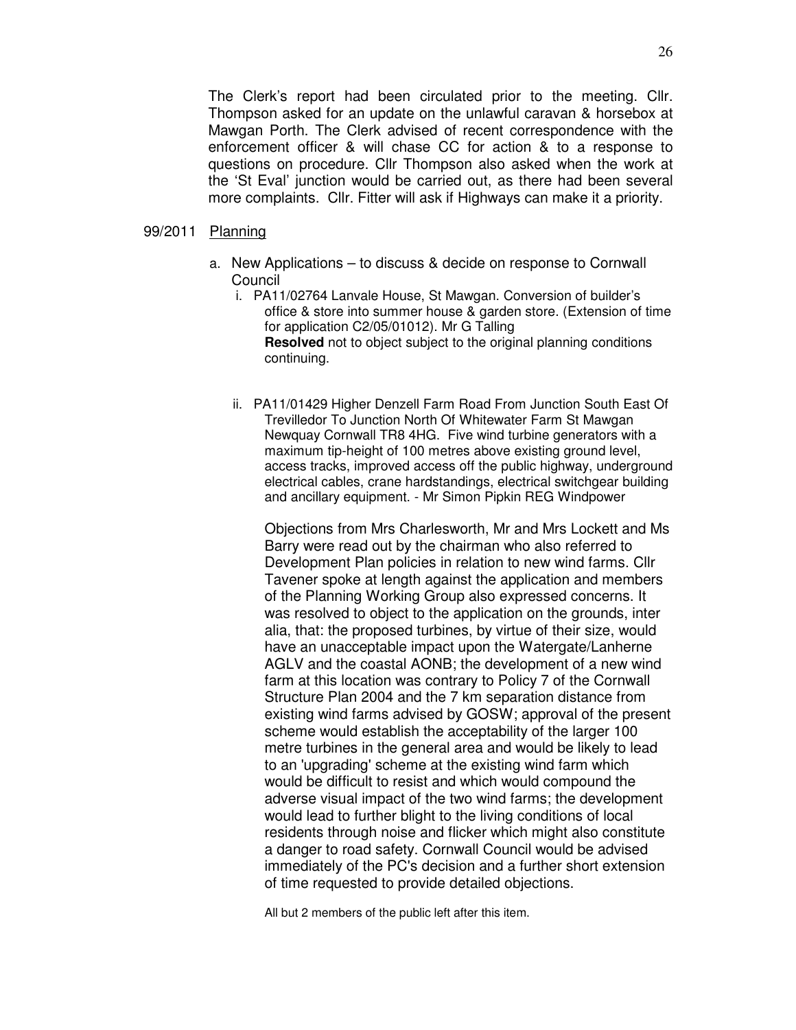The Clerk's report had been circulated prior to the meeting. Cllr. Thompson asked for an update on the unlawful caravan & horsebox at Mawgan Porth. The Clerk advised of recent correspondence with the enforcement officer & will chase CC for action & to a response to questions on procedure. Cllr Thompson also asked when the work at the 'St Eval' junction would be carried out, as there had been several more complaints. Cllr. Fitter will ask if Highways can make it a priority.

99/2011 Planning

a. New Applications – to discuss & decide on response to Cornwall Council

   i. PA11/02764 Lanvale House, St Mawgan. Conversion of builder's office & store into summer house & garden store. (Extension of time for application C2/05/01012). Mr G Talling
   **Resolved** not to object subject to the original planning conditions continuing.

   ii. PA11/01429 Higher Denzell Farm Road From Junction South East Of Trevilledor To Junction North Of Whitewater Farm St Mawgan Newquay Cornwall TR8 4HG. Five wind turbine generators with a maximum tip-height of 100 metres above existing ground level, access tracks, improved access off the public highway, underground electrical cables, crane hardstandings, electrical switchgear building and ancillary equipment. - Mr Simon Pipkin REG Windpower

   Objections from Mrs Charlesworth, Mr and Mrs Lockett and Ms Barry were read out by the chairman who also referred to Development Plan policies in relation to new wind farms. Cllr Tavener spoke at length against the application and members of the Planning Working Group also expressed concerns. It was resolved to object to the application on the grounds, inter alia, that: the proposed turbines, by virtue of their size, would have an unacceptable impact upon the Watergate/Lanherne AGLV and the coastal AONB; the development of a new wind farm at this location was contrary to Policy 7 of the Cornwall Structure Plan 2004 and the 7 km separation distance from existing wind farms advised by GOSW; approval of the present scheme would establish the acceptability of the larger 100 metre turbines in the general area and would be likely to lead to an 'upgrading' scheme at the existing wind farm which would be difficult to resist and which would compound the adverse visual impact of the two wind farms; the development would lead to further blight to the living conditions of local residents through noise and flicker which might also constitute a danger to road safety. Cornwall Council would be advised immediately of the PC's decision and a further short extension of time requested to provide detailed objections.

   All but 2 members of the public left after this item.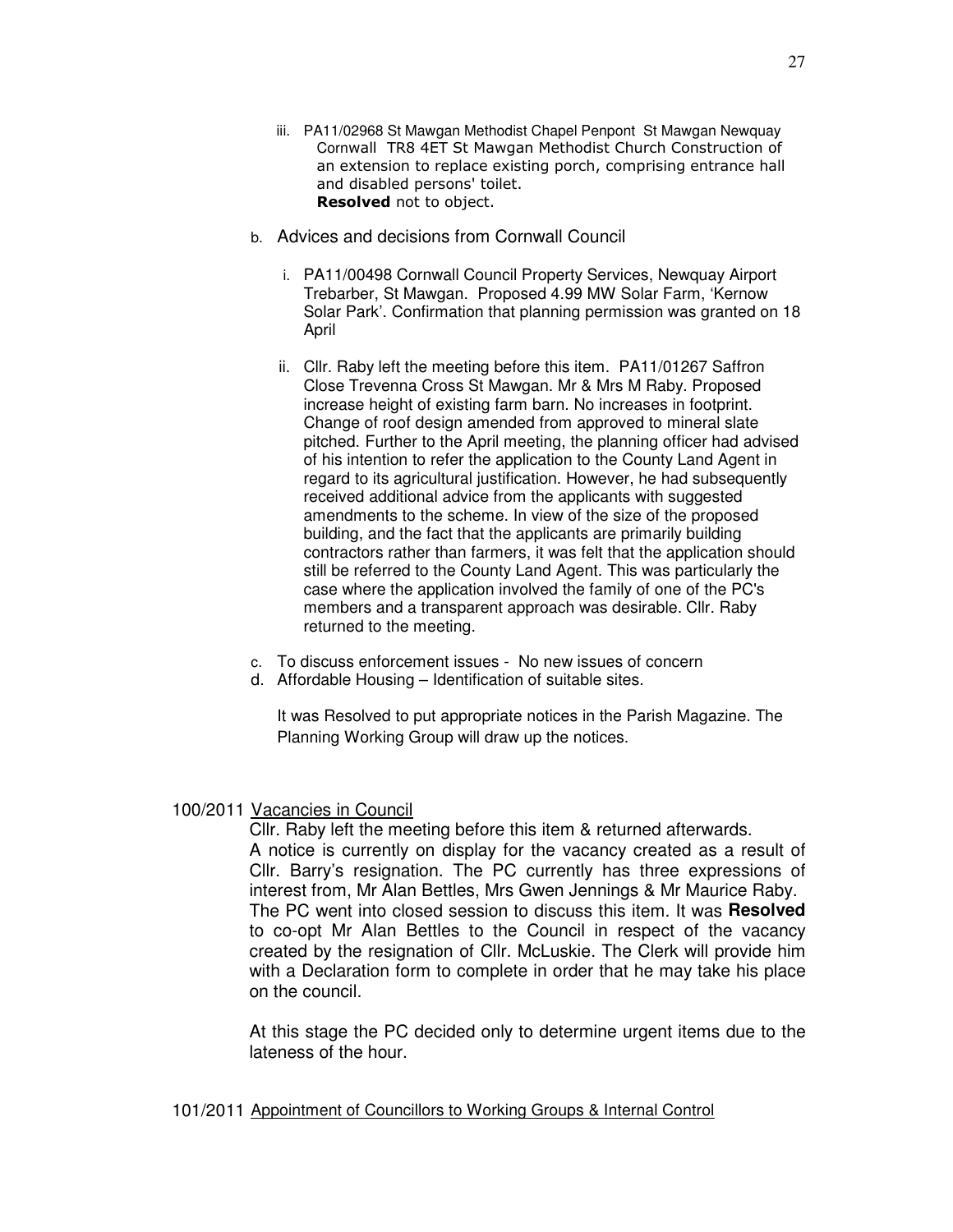iii. PA11/02968 St Mawgan Methodist Chapel Penpont St Mawgan Newquay Cornwall TR8 4ET St Mawgan Methodist Church Construction of an extension to replace existing porch, comprising entrance hall and disabled persons' toilet.
    **Resolved** not to object.

b. Advices and decisions from Cornwall Council

   i. PA11/00498 Cornwall Council Property Services, Newquay Airport Trebarber, St Mawgan. Proposed 4.99 MW Solar Farm, 'Kernow Solar Park'. Confirmation that planning permission was granted on 18 April

   ii. Cllr. Raby left the meeting before this item. PA11/01267 Saffron Close Trevenna Cross St Mawgan. Mr & Mrs M Raby. Proposed increase height of existing farm barn. No increases in footprint. Change of roof design amended from approved to mineral slate pitched. Further to the April meeting, the planning officer had advised of his intention to refer the application to the County Land Agent in regard to its agricultural justification. However, he had subsequently received additional advice from the applicants with suggested amendments to the scheme. In view of the size of the proposed building, and the fact that the applicants are primarily building contractors rather than farmers, it was felt that the application should still be referred to the County Land Agent. This was particularly the case where the application involved the family of one of the PC's members and a transparent approach was desirable. Cllr. Raby returned to the meeting.

c. To discuss enforcement issues - No new issues of concern

d. Affordable Housing – Identification of suitable sites.

   It was Resolved to put appropriate notices in the Parish Magazine. The Planning Working Group will draw up the notices.

100/2011 Vacancies in Council

Cllr. Raby left the meeting before this item & returned afterwards. A notice is currently on display for the vacancy created as a result of Cllr. Barry's resignation. The PC currently has three expressions of interest from, Mr Alan Bettles, Mrs Gwen Jennings & Mr Maurice Raby. The PC went into closed session to discuss this item. It was **Resolved** to co-opt Mr Alan Bettles to the Council in respect of the vacancy created by the resignation of Cllr. McLuskie. The Clerk will provide him with a Declaration form to complete in order that he may take his place on the council.

At this stage the PC decided only to determine urgent items due to the lateness of the hour.

101/2011 Appointment of Councillors to Working Groups & Internal Control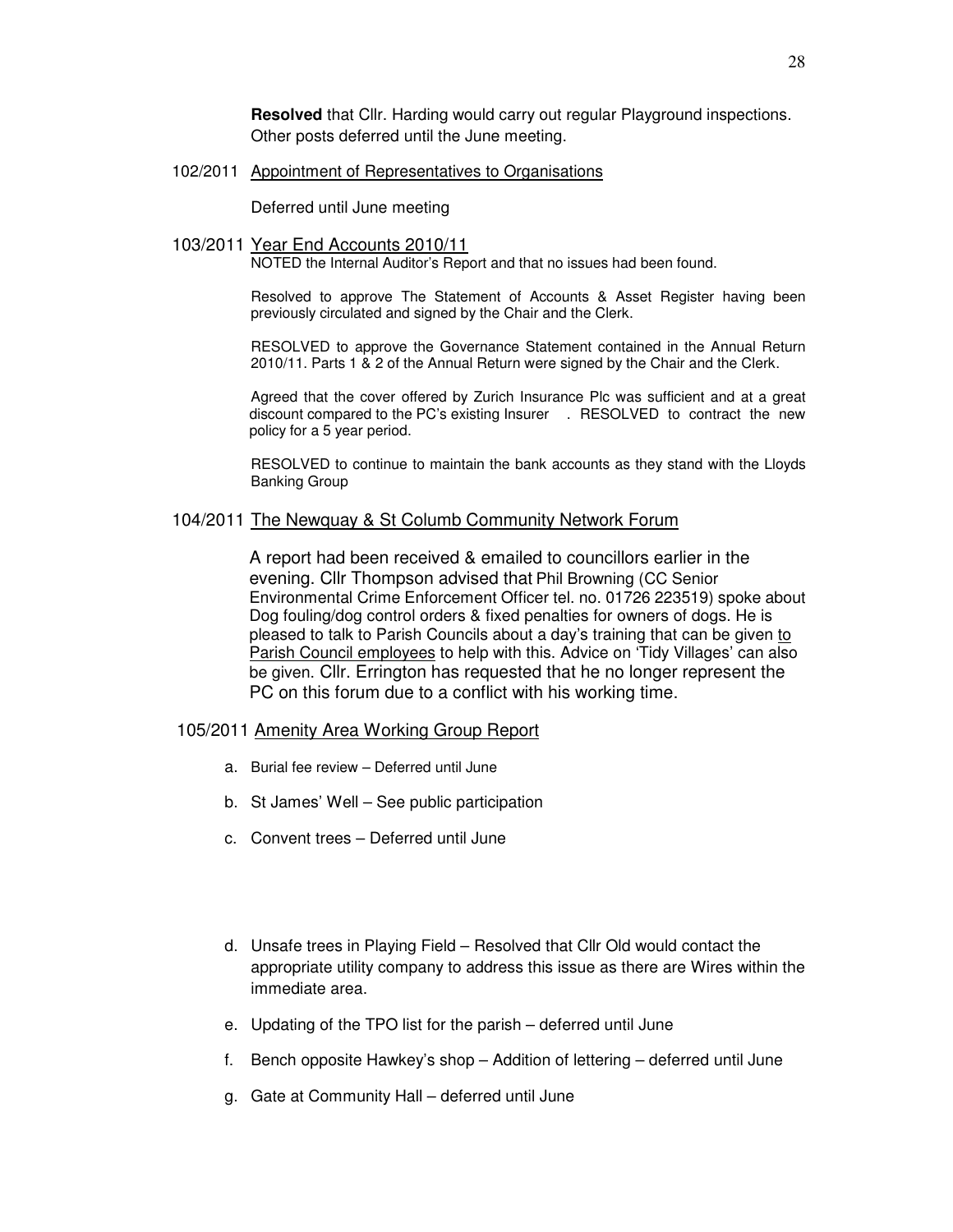**Resolved** that Cllr. Harding would carry out regular Playground inspections. Other posts deferred until the June meeting.

102/2011 Appointment of Representatives to Organisations

Deferred until June meeting

103/2011 Year End Accounts 2010/11

NOTED the Internal Auditor's Report and that no issues had been found.

Resolved to approve The Statement of Accounts & Asset Register having been previously circulated and signed by the Chair and the Clerk.

RESOLVED to approve the Governance Statement contained in the Annual Return 2010/11. Parts 1 & 2 of the Annual Return were signed by the Chair and the Clerk.

Agreed that the cover offered by Zurich Insurance Plc was sufficient and at a great discount compared to the PC's existing Insurer . RESOLVED to contract the new policy for a 5 year period.

RESOLVED to continue to maintain the bank accounts as they stand with the Lloyds Banking Group

104/2011 The Newquay & St Columb Community Network Forum

A report had been received & emailed to councillors earlier in the evening. Cllr Thompson advised that Phil Browning (CC Senior Environmental Crime Enforcement Officer tel. no. 01726 223519) spoke about Dog fouling/dog control orders & fixed penalties for owners of dogs. He is pleased to talk to Parish Councils about a day's training that can be given to Parish Council employees to help with this. Advice on 'Tidy Villages' can also be given. Cllr. Errington has requested that he no longer represent the PC on this forum due to a conflict with his working time.

105/2011 Amenity Area Working Group Report

a. Burial fee review – Deferred until June
b. St James' Well – See public participation
c. Convent trees – Deferred until June
d. Unsafe trees in Playing Field – Resolved that Cllr Old would contact the appropriate utility company to address this issue as there are Wires within the immediate area.
e. Updating of the TPO list for the parish – deferred until June
f. Bench opposite Hawkey's shop – Addition of lettering – deferred until June
g. Gate at Community Hall – deferred until June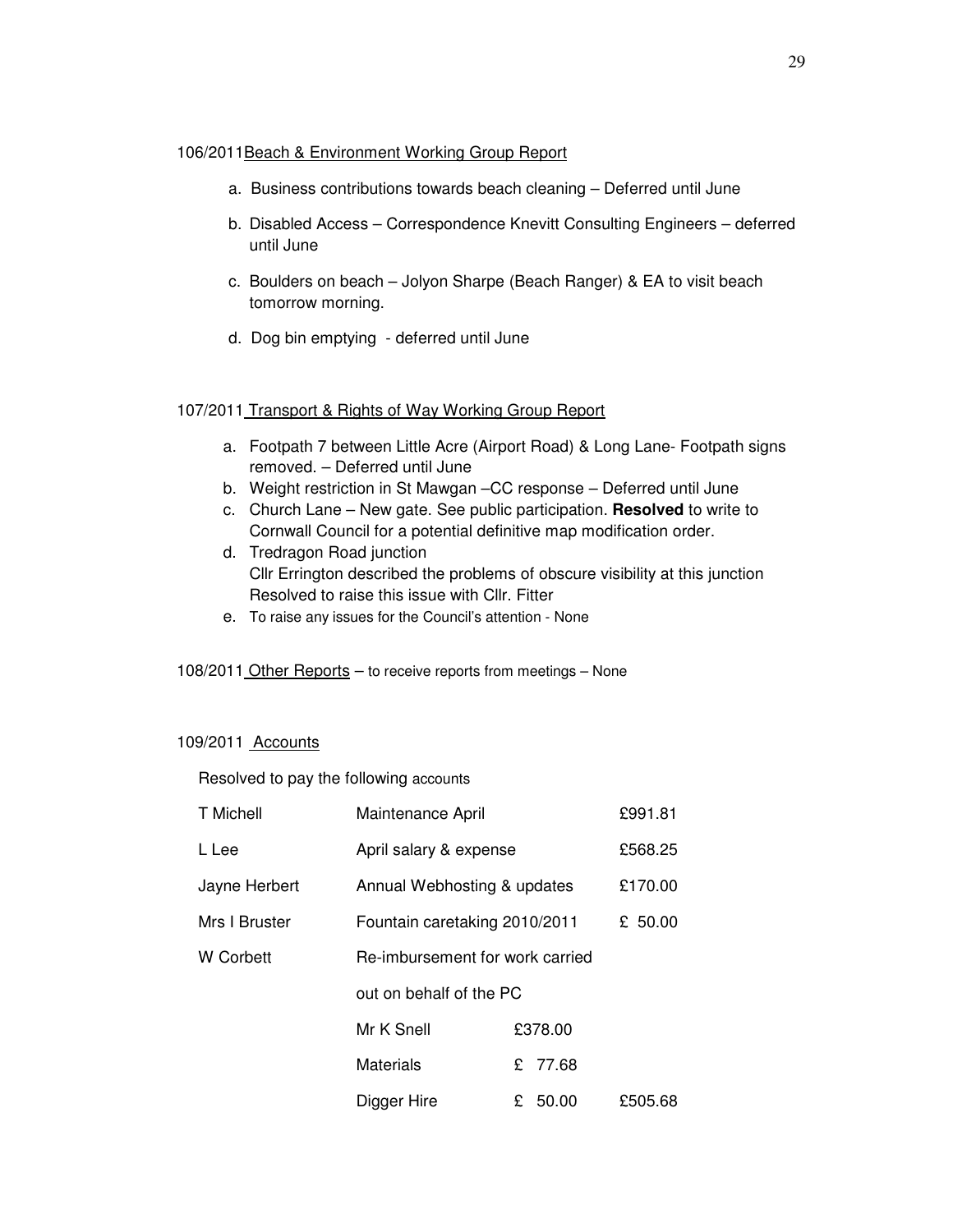106/2011 <u>Beach & Environment Working Group Report</u>

a. Business contributions towards beach cleaning – Deferred until June

b. Disabled Access – Correspondence Knevitt Consulting Engineers – deferred until June

c. Boulders on beach – Jolyon Sharpe (Beach Ranger) & EA to visit beach tomorrow morning.

d. Dog bin emptying - deferred until June

107/2011 <u>Transport & Rights of Way Working Group Report</u>

a. Footpath 7 between Little Acre (Airport Road) & Long Lane- Footpath signs removed. – Deferred until June
b. Weight restriction in St Mawgan –CC response – Deferred until June
c. Church Lane – New gate. See public participation. **Resolved** to write to Cornwall Council for a potential definitive map modification order.
d. Tredragon Road junction
   Cllr Errington described the problems of obscure visibility at this junction
   Resolved to raise this issue with Cllr. Fitter
e. To raise any issues for the Council's attention - None

108/2011 <u>Other Reports</u> – to receive reports from meetings – None

109/2011 <u>Accounts</u>

Resolved to pay the following accounts

| | | | |
|---|---|---|---|
| T Michell | Maintenance April | | £991.81 |
| L Lee | April salary & expense | | £568.25 |
| Jayne Herbert | Annual Webhosting & updates | | £170.00 |
| Mrs I Bruster | Fountain caretaking 2010/2011 | | £ 50.00 |
| W Corbett | Re-imbursement for work carried out on behalf of the PC | | |
| | Mr K Snell | £378.00 | |
| | Materials | £ 77.68 | |
| | Digger Hire | £ 50.00 | £505.68 |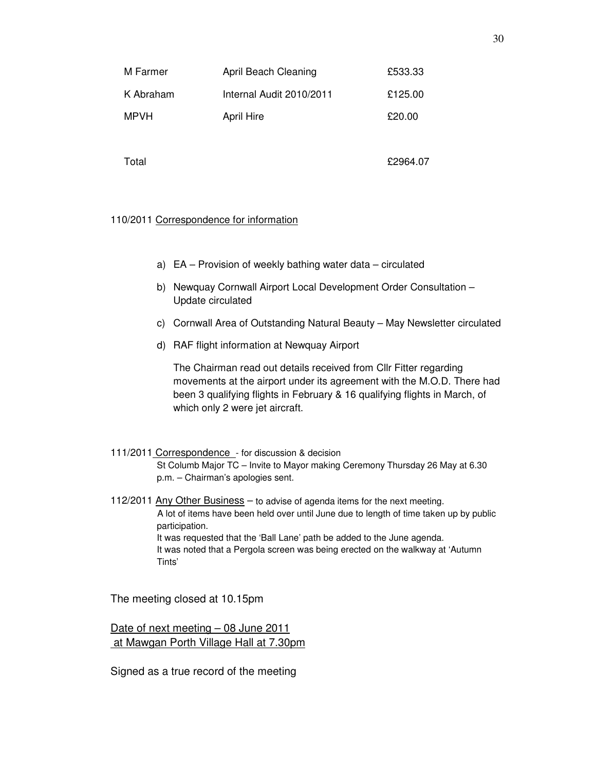| | | |
|---|---|---|
| M Farmer | April Beach Cleaning | £533.33 |
| K Abraham | Internal Audit 2010/2011 | £125.00 |
| MPVH | April Hire | £20.00 |
| | | |
| Total | | £2964.07 |

110/2011 Correspondence for information

a) EA – Provision of weekly bathing water data – circulated

b) Newquay Cornwall Airport Local Development Order Consultation – Update circulated

c) Cornwall Area of Outstanding Natural Beauty – May Newsletter circulated

d) RAF flight information at Newquay Airport

The Chairman read out details received from Cllr Fitter regarding movements at the airport under its agreement with the M.O.D. There had been 3 qualifying flights in February & 16 qualifying flights in March, of which only 2 were jet aircraft.

111/2011 Correspondence - for discussion & decision
St Columb Major TC – Invite to Mayor making Ceremony Thursday 26 May at 6.30 p.m. – Chairman's apologies sent.

112/2011 Any Other Business – to advise of agenda items for the next meeting.
A lot of items have been held over until June due to length of time taken up by public participation.
It was requested that the 'Ball Lane' path be added to the June agenda.
It was noted that a Pergola screen was being erected on the walkway at 'Autumn Tints'

The meeting closed at 10.15pm

Date of next meeting – 08 June 2011
at Mawgan Porth Village Hall at 7.30pm

Signed as a true record of the meeting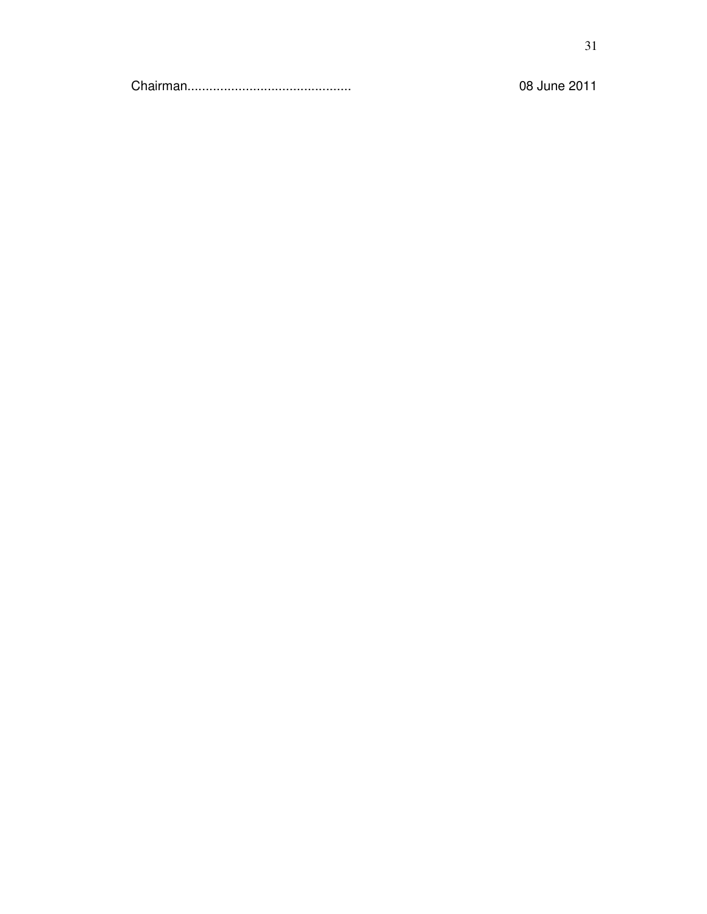Chairman............................................ 08 June 2011